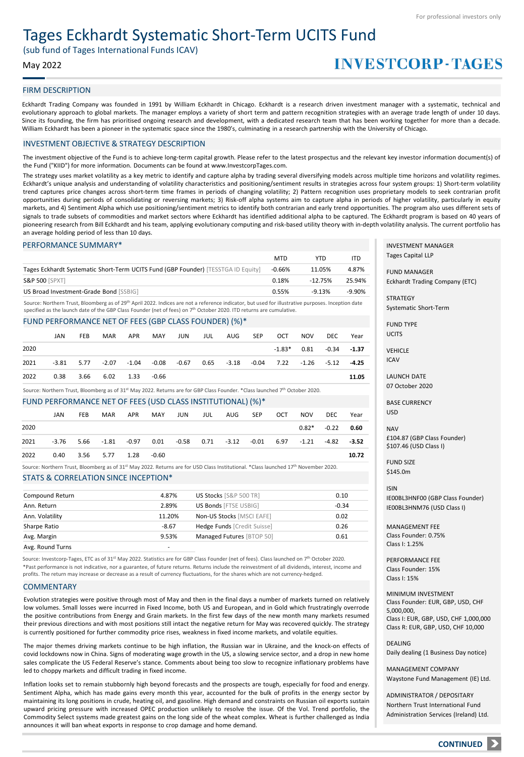For professional investors only

# Tages Eckhardt Systematic Short-Term UCITS Fund

(sub fund of Tages International Funds ICAV)

May 2022

INVESTCORP-TAGES

## FIRM DESCRIPTION

Eckhardt Trading Company was founded in 1991 by William Eckhardt in Chicago. Eckhardt is a research driven investment manager with a systematic, technical and evolutionary approach to global markets. The manager employs a variety of short term and pattern recognition strategies with an average trade length of under 10 days. Since its founding, the firm has prioritised ongoing research and development, with a dedicated research team that has been working together for more than a decade. William Eckhardt has been a pioneer in the systematic space since the 1980's, culminating in a research partnership with the University of Chicago.

## INVESTMENT OBJECTIVE & STRATEGY DESCRIPTION

The investment objective of the Fund is to achieve long-term capital growth. Please refer to the latest prospectus and the relevant key investor information document(s) of the Fund ("KIID") for more information. Documents can be found at www.InvestcorpTages.com.

The strategy uses market volatility as a key metric to identify and capture alpha by trading several diversifying models across multiple time horizons and volatility regimes. Eckhardt's unique analysis and understanding of volatility characteristics and positioning/sentiment results in strategies across four system groups: 1) Short-term volatility trend captures price changes across short-term time frames in periods of changing volatility; 2) Pattern recognition uses proprietary models to seek contrarian profit opportunities during periods of consolidating or reversing markets; 3) Risk-off alpha systems aim to capture alpha in periods of higher volatility, particularly in equity markets, and 4) Sentiment Alpha which use positioning/sentiment metrics to identify both contrarian and early trend opportunities. The program also uses different sets of signals to trade subsets of commodities and market sectors where Eckhardt has identified additional alpha to be captured. The Eckhardt program is based on 40 years of pioneering research from Bill Eckhardt and his team, applying evolutionary computing and risk-based utility theory with in-depth volatility analysis. The current portfolio has an average holding period of less than 10 days.

## PERFORMANCE SUMMARY*

| | MTD | YTD | ITD |
|---|---|---|---|
| Tages Eckhardt Systematic Short-Term UCITS Fund (GBP Founder) [TESSTGA ID Equity] | -0.66% | 11.05% | 4.87% |
| S&P 500 [SPXT] | 0.18% | -12.75% | 25.94% |
| US Broad Investment-Grade Bond [SSBIG] | 0.55% | -9.13% | -9.90% |

Source: Northern Trust, Bloomberg as of 29th April 2022. Indices are not a reference indicator, but used for illustrative purposes. Inception date specified as the launch date of the GBP Class Founder (net of fees) on 7th October 2020. ITD returns are cumulative.

## FUND PERFORMANCE NET OF FEES (GBP CLASS FOUNDER) (%)*

| | JAN | FEB | MAR | APR | MAY | JUN | JUL | AUG | SEP | OCT | NOV | DEC | Year |
|---|---|---|---|---|---|---|---|---|---|---|---|---|---|
| 2020 | | | | | | | | | | -1.83* | 0.81 | -0.34 | **-1.37** |
| 2021 | -3.81 | 5.77 | -2.07 | -1.04 | -0.08 | -0.67 | 0.65 | -3.18 | -0.04 | 7.22 | -1.26 | -5.12 | **-4.25** |
| 2022 | 0.38 | 3.66 | 6.02 | 1.33 | -0.66 | | | | | | | | **11.05** |

Source: Northern Trust, Bloomberg as of 31st May 2022. Returns are for GBP Class Founder. *Class launched 7th October 2020.

## FUND PERFORMANCE NET OF FEES (USD CLASS INSTITUTIONAL) (%)*

| | JAN | FEB | MAR | APR | MAY | JUN | JUL | AUG | SEP | OCT | NOV | DEC | Year |
|---|---|---|---|---|---|---|---|---|---|---|---|---|---|
| 2020 | | | | | | | | | | | 0.82* | -0.22 | **0.60** |
| 2021 | -3.76 | 5.66 | -1.81 | -0.97 | 0.01 | -0.58 | 0.71 | -3.12 | -0.01 | 6.97 | -1.21 | -4.82 | **-3.52** |
| 2022 | 0.40 | 3.56 | 5.77 | 1.28 | -0.60 | | | | | | | | **10.72** |

Source: Northern Trust, Bloomberg as of 31st May 2022. Returns are for USD Class Institutional. *Class launched 17th November 2020.

## STATS & CORRELATION SINCE INCEPTION*

| | | | |
|---|---|---|---|
| Compound Return | 4.87% | US Stocks [S&P 500 TR] | 0.10 |
| Ann. Return | 2.89% | US Bonds [FTSE USBIG] | -0.34 |
| Ann. Volatility | 11.20% | Non-US Stocks [MSCI EAFE] | 0.02 |
| Sharpe Ratio | -8.67 | Hedge Funds [Credit Suisse] | 0.26 |
| Avg. Margin | 9.53% | Managed Futures [BTOP 50] | 0.61 |
| Avg. Round Turns | - | | |

Source: Investcorp-Tages, ETC as of 31st May 2022. Statistics are for GBP Class Founder (net of fees). Class launched on 7th October 2020.
*Past performance is not indicative, nor a guarantee, of future returns. Returns include the reinvestment of all dividends, interest, income and profits. The return may increase or decrease as a result of currency fluctuations, for the shares which are not currency-hedged.

## COMMENTARY

Evolution strategies were positive through most of May and then in the final days a number of markets turned on relatively low volumes. Small losses were incurred in Fixed Income, both US and European, and in Gold which frustratingly overrode the positive contributions from Energy and Grain markets. In the first few days of the new month many markets resumed their previous directions and with most positions still intact the negative return for May was recovered quickly. The strategy is currently positioned for further commodity price rises, weakness in fixed income markets, and volatile equities.

The major themes driving markets continue to be high inflation, the Russian war in Ukraine, and the knock-on effects of covid lockdowns now in China. Signs of moderating wage growth in the US, a slowing service sector, and a drop in new home sales complicate the US Federal Reserve's stance. Comments about being too slow to recognize inflationary problems have led to choppy markets and difficult trading in fixed income.

Inflation looks set to remain stubbornly high beyond forecasts and the prospects are tough, especially for food and energy. Sentiment Alpha, which has made gains every month this year, accounted for the bulk of profits in the energy sector by maintaining its long positions in crude, heating oil, and gasoline. High demand and constraints on Russian oil exports sustain upward pricing pressure with increased OPEC production unlikely to resolve the issue. Of the Vol. Trend portfolio, the Commodity Select systems made greatest gains on the long side of the wheat complex. Wheat is further challenged as India announces it will ban wheat exports in response to crop damage and home demand.

INVESTMENT MANAGER
Tages Capital LLP

FUND MANAGER
Eckhardt Trading Company (ETC)

STRATEGY
Systematic Short-Term

FUND TYPE
UCITS

VEHICLE
ICAV

LAUNCH DATE
07 October 2020

BASE CURRENCY
USD

NAV
£104.87 (GBP Class Founder)
$107.46 (USD Class I)

FUND SIZE
$145.0m

ISIN
IE00BL3HNF00 (GBP Class Founder)
IE00BL3HNM76 (USD Class I)

MANAGEMENT FEE
Class Founder: 0.75%
Class I: 1.25%

PERFORMANCE FEE
Class Founder: 15%
Class I: 15%

MINIMUM INVESTMENT
Class Founder: EUR, GBP, USD, CHF 5,000,000,
Class I: EUR, GBP, USD, CHF 1,000,000
Class R: EUR, GBP, USD, CHF 10,000

DEALING
Daily dealing (1 Business Day notice)

MANAGEMENT COMPANY
Waystone Fund Management (IE) Ltd.

ADMINISTRATOR / DEPOSITARY
Northern Trust International Fund Administration Services (Ireland) Ltd.

CONTINUED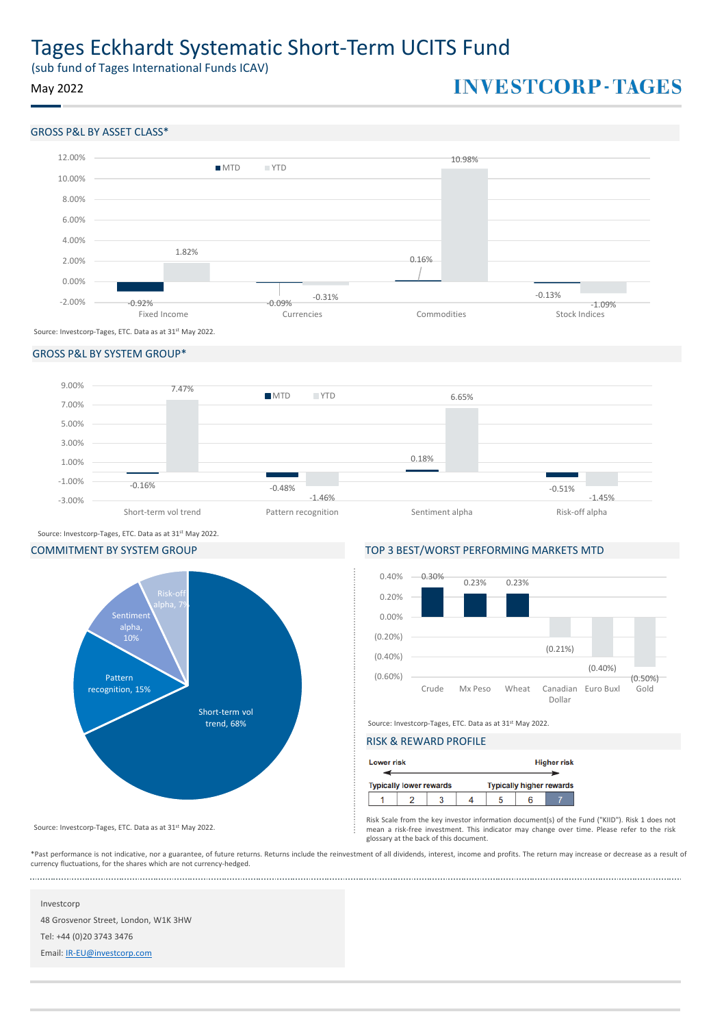# Tages Eckhardt Systematic Short-Term UCITS Fund

(sub fund of Tages International Funds ICAV)

May 2022

INVESTCORP-TAGES

## GROSS P&L BY ASSET CLASS*

MTD YTD

12.00%
10.00%
8.00%
6.00%
4.00%
2.00%
0.00%
-2.00%

Fixed Income: -0.92% 1.82%
Currencies: -0.09% -0.31%
Commodities: 0.16% 10.98%
Stock Indices: -0.13% -1.09%

Source: Investcorp-Tages, ETC. Data as at 31st May 2022.

## GROSS P&L BY SYSTEM GROUP*

MTD YTD

9.00%
7.00%
5.00%
3.00%
1.00%
-1.00%
-3.00%

Short-term vol trend: -0.16% 7.47%
Pattern recognition: -0.48% -1.46%
Sentiment alpha: 0.18% 6.65%
Risk-off alpha: -0.51% -1.45%

Source: Investcorp-Tages, ETC. Data as at 31st May 2022.

## COMMITMENT BY SYSTEM GROUP

Short-term vol trend, 68%
Pattern recognition, 15%
Sentiment alpha, 10%
Risk-off alpha, 7%

Source: Investcorp-Tages, ETC. Data as at 31st May 2022.

## TOP 3 BEST/WORST PERFORMING MARKETS MTD

0.40%
0.20%
0.00%
(0.20%)
(0.40%)
(0.60%)

Crude 0.30%
Mx Peso 0.23%
Wheat 0.23%
Canadian Dollar (0.21%)
Euro Buxl (0.40%)
Gold (0.50%)

Source: Investcorp-Tages, ETC. Data as at 31st May 2022.

## RISK & REWARD PROFILE

Lower risk — Higher risk

Typically lower rewards — Typically higher rewards

| 1 | 2 | 3 | 4 | 5 | 6 | 7 |
|---|---|---|---|---|---|---|

Risk Scale from the key investor information document(s) of the Fund ("KIID"). Risk 1 does not mean a risk-free investment. This indicator may change over time. Please refer to the risk glossary at the back of this document.

*Past performance is not indicative, nor a guarantee, of future returns. Returns include the reinvestment of all dividends, interest, income and profits. The return may increase or decrease as a result of currency fluctuations, for the shares which are not currency-hedged.

Investcorp

48 Grosvenor Street, London, W1K 3HW

Tel: +44 (0)20 3743 3476

Email: IR-EU@investcorp.com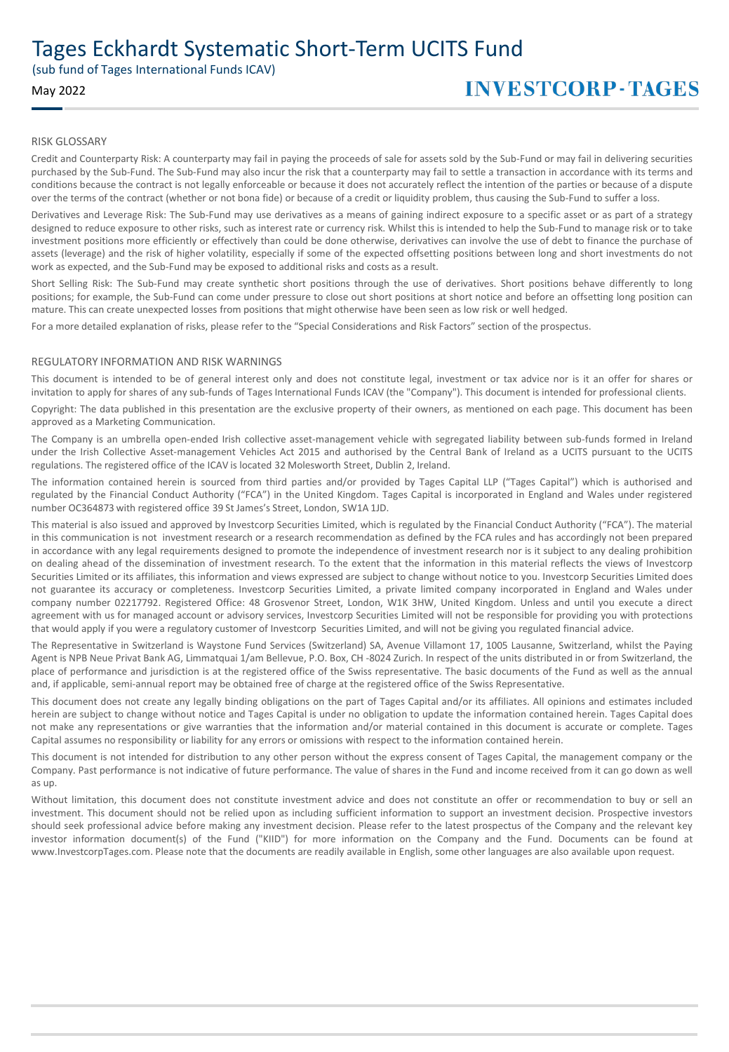## RISK GLOSSARY

Credit and Counterparty Risk: A counterparty may fail in paying the proceeds of sale for assets sold by the Sub-Fund or may fail in delivering securities purchased by the Sub-Fund. The Sub-Fund may also incur the risk that a counterparty may fail to settle a transaction in accordance with its terms and conditions because the contract is not legally enforceable or because it does not accurately reflect the intention of the parties or because of a dispute over the terms of the contract (whether or not bona fide) or because of a credit or liquidity problem, thus causing the Sub-Fund to suffer a loss.

Derivatives and Leverage Risk: The Sub-Fund may use derivatives as a means of gaining indirect exposure to a specific asset or as part of a strategy designed to reduce exposure to other risks, such as interest rate or currency risk. Whilst this is intended to help the Sub-Fund to manage risk or to take investment positions more efficiently or effectively than could be done otherwise, derivatives can involve the use of debt to finance the purchase of assets (leverage) and the risk of higher volatility, especially if some of the expected offsetting positions between long and short investments do not work as expected, and the Sub-Fund may be exposed to additional risks and costs as a result.

Short Selling Risk: The Sub-Fund may create synthetic short positions through the use of derivatives. Short positions behave differently to long positions; for example, the Sub-Fund can come under pressure to close out short positions at short notice and before an offsetting long position can mature. This can create unexpected losses from positions that might otherwise have been seen as low risk or well hedged.

For a more detailed explanation of risks, please refer to the "Special Considerations and Risk Factors" section of the prospectus.

## REGULATORY INFORMATION AND RISK WARNINGS

This document is intended to be of general interest only and does not constitute legal, investment or tax advice nor is it an offer for shares or invitation to apply for shares of any sub-funds of Tages International Funds ICAV (the "Company"). This document is intended for professional clients.

Copyright: The data published in this presentation are the exclusive property of their owners, as mentioned on each page. This document has been approved as a Marketing Communication.

The Company is an umbrella open-ended Irish collective asset-management vehicle with segregated liability between sub-funds formed in Ireland under the Irish Collective Asset-management Vehicles Act 2015 and authorised by the Central Bank of Ireland as a UCITS pursuant to the UCITS regulations. The registered office of the ICAV is located 32 Molesworth Street, Dublin 2, Ireland.

The information contained herein is sourced from third parties and/or provided by Tages Capital LLP ("Tages Capital") which is authorised and regulated by the Financial Conduct Authority ("FCA") in the United Kingdom. Tages Capital is incorporated in England and Wales under registered number OC364873 with registered office 39 St James's Street, London, SW1A 1JD.

This material is also issued and approved by Investcorp Securities Limited, which is regulated by the Financial Conduct Authority ("FCA"). The material in this communication is not investment research or a research recommendation as defined by the FCA rules and has accordingly not been prepared in accordance with any legal requirements designed to promote the independence of investment research nor is it subject to any dealing prohibition on dealing ahead of the dissemination of investment research. To the extent that the information in this material reflects the views of Investcorp Securities Limited or its affiliates, this information and views expressed are subject to change without notice to you. Investcorp Securities Limited does not guarantee its accuracy or completeness. Investcorp Securities Limited, a private limited company incorporated in England and Wales under company number 02217792. Registered Office: 48 Grosvenor Street, London, W1K 3HW, United Kingdom. Unless and until you execute a direct agreement with us for managed account or advisory services, Investcorp Securities Limited will not be responsible for providing you with protections that would apply if you were a regulatory customer of Investcorp Securities Limited, and will not be giving you regulated financial advice.

The Representative in Switzerland is Waystone Fund Services (Switzerland) SA, Avenue Villamont 17, 1005 Lausanne, Switzerland, whilst the Paying Agent is NPB Neue Privat Bank AG, Limmatquai 1/am Bellevue, P.O. Box, CH -8024 Zurich. In respect of the units distributed in or from Switzerland, the place of performance and jurisdiction is at the registered office of the Swiss representative. The basic documents of the Fund as well as the annual and, if applicable, semi-annual report may be obtained free of charge at the registered office of the Swiss Representative.

This document does not create any legally binding obligations on the part of Tages Capital and/or its affiliates. All opinions and estimates included herein are subject to change without notice and Tages Capital is under no obligation to update the information contained herein. Tages Capital does not make any representations or give warranties that the information and/or material contained in this document is accurate or complete. Tages Capital assumes no responsibility or liability for any errors or omissions with respect to the information contained herein.

This document is not intended for distribution to any other person without the express consent of Tages Capital, the management company or the Company. Past performance is not indicative of future performance. The value of shares in the Fund and income received from it can go down as well as up.

Without limitation, this document does not constitute investment advice and does not constitute an offer or recommendation to buy or sell an investment. This document should not be relied upon as including sufficient information to support an investment decision. Prospective investors should seek professional advice before making any investment decision. Please refer to the latest prospectus of the Company and the relevant key investor information document(s) of the Fund ("KIID") for more information on the Company and the Fund. Documents can be found at www.InvestcorpTages.com. Please note that the documents are readily available in English, some other languages are also available upon request.